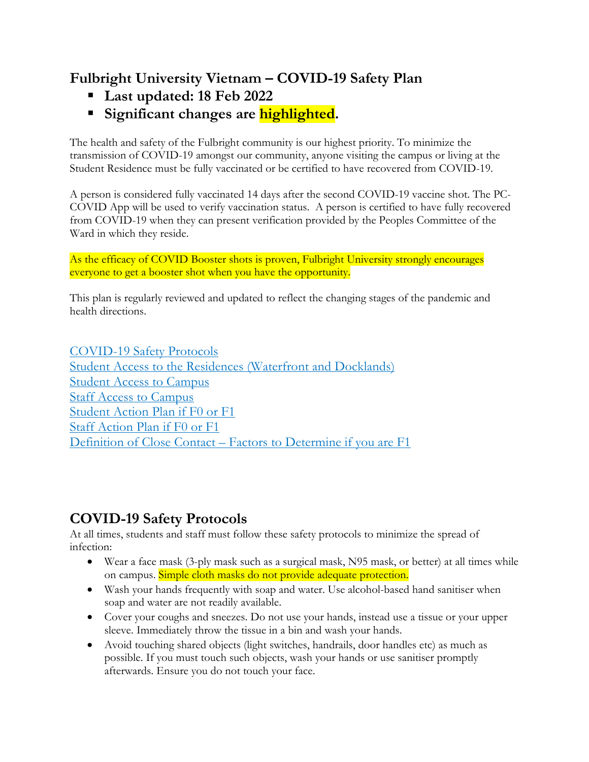# Fulbright University Vietnam – COVID-19 Safety Plan

- **Last updated: 18 Feb 2022**
- **Significant changes are highlighted.**

The health and safety of the Fulbright community is our highest priority. To minimize the transmission of COVID-19 amongst our community, anyone visiting the campus or living at the Student Residence must be fully vaccinated or be certified to have recovered from COVID-19.

A person is considered fully vaccinated 14 days after the second COVID-19 vaccine shot. The PC-COVID App will be used to verify vaccination status. A person is certified to have fully recovered from COVID-19 when they can present verification provided by the Peoples Committee of the Ward in which they reside.

As the efficacy of COVID Booster shots is proven, Fulbright University strongly encourages everyone to get a booster shot when you have the opportunity.

This plan is regularly reviewed and updated to reflect the changing stages of the pandemic and health directions.

COVID-19 Safety Protocols
Student Access to the Residences (Waterfront and Docklands)
Student Access to Campus
Staff Access to Campus
Student Action Plan if F0 or F1
Staff Action Plan if F0 or F1
Definition of Close Contact – Factors to Determine if you are F1

## COVID-19 Safety Protocols

At all times, students and staff must follow these safety protocols to minimize the spread of infection:

- Wear a face mask (3-ply mask such as a surgical mask, N95 mask, or better) at all times while on campus. Simple cloth masks do not provide adequate protection.
- Wash your hands frequently with soap and water. Use alcohol-based hand sanitiser when soap and water are not readily available.
- Cover your coughs and sneezes. Do not use your hands, instead use a tissue or your upper sleeve. Immediately throw the tissue in a bin and wash your hands.
- Avoid touching shared objects (light switches, handrails, door handles etc) as much as possible. If you must touch such objects, wash your hands or use sanitiser promptly afterwards. Ensure you do not touch your face.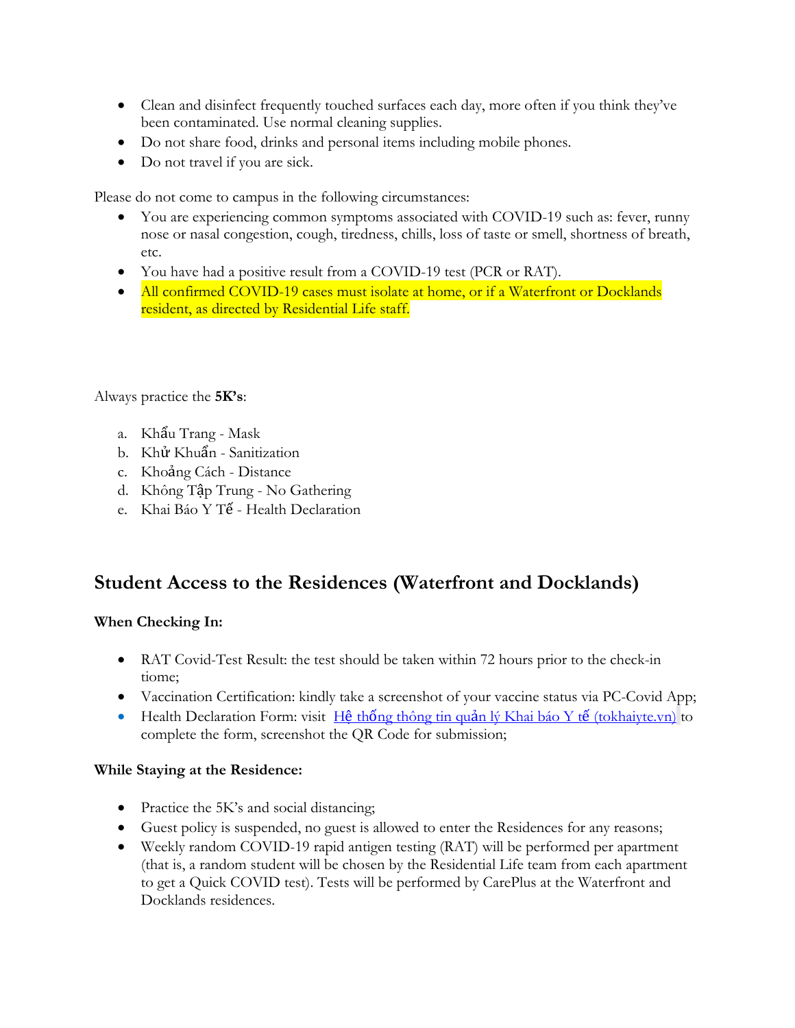- Clean and disinfect frequently touched surfaces each day, more often if you think they've been contaminated. Use normal cleaning supplies.
- Do not share food, drinks and personal items including mobile phones.
- Do not travel if you are sick.

Please do not come to campus in the following circumstances:

- You are experiencing common symptoms associated with COVID-19 such as: fever, runny nose or nasal congestion, cough, tiredness, chills, loss of taste or smell, shortness of breath, etc.
- You have had a positive result from a COVID-19 test (PCR or RAT).
- All confirmed COVID-19 cases must isolate at home, or if a Waterfront or Docklands resident, as directed by Residential Life staff.

Always practice the **5K's**:

a. Khẩu Trang - Mask
b. Khử Khuẩn - Sanitization
c. Khoảng Cách - Distance
d. Không Tập Trung - No Gathering
e. Khai Báo Y Tế - Health Declaration

## Student Access to the Residences (Waterfront and Docklands)

**When Checking In:**

- RAT Covid-Test Result: the test should be taken within 72 hours prior to the check-in tiome;
- Vaccination Certification: kindly take a screenshot of your vaccine status via PC-Covid App;
- Health Declaration Form: visit Hệ thống thông tin quản lý Khai báo Y tế (tokhaiyte.vn) to complete the form, screenshot the QR Code for submission;

**While Staying at the Residence:**

- Practice the 5K's and social distancing;
- Guest policy is suspended, no guest is allowed to enter the Residences for any reasons;
- Weekly random COVID-19 rapid antigen testing (RAT) will be performed per apartment (that is, a random student will be chosen by the Residential Life team from each apartment to get a Quick COVID test). Tests will be performed by CarePlus at the Waterfront and Docklands residences.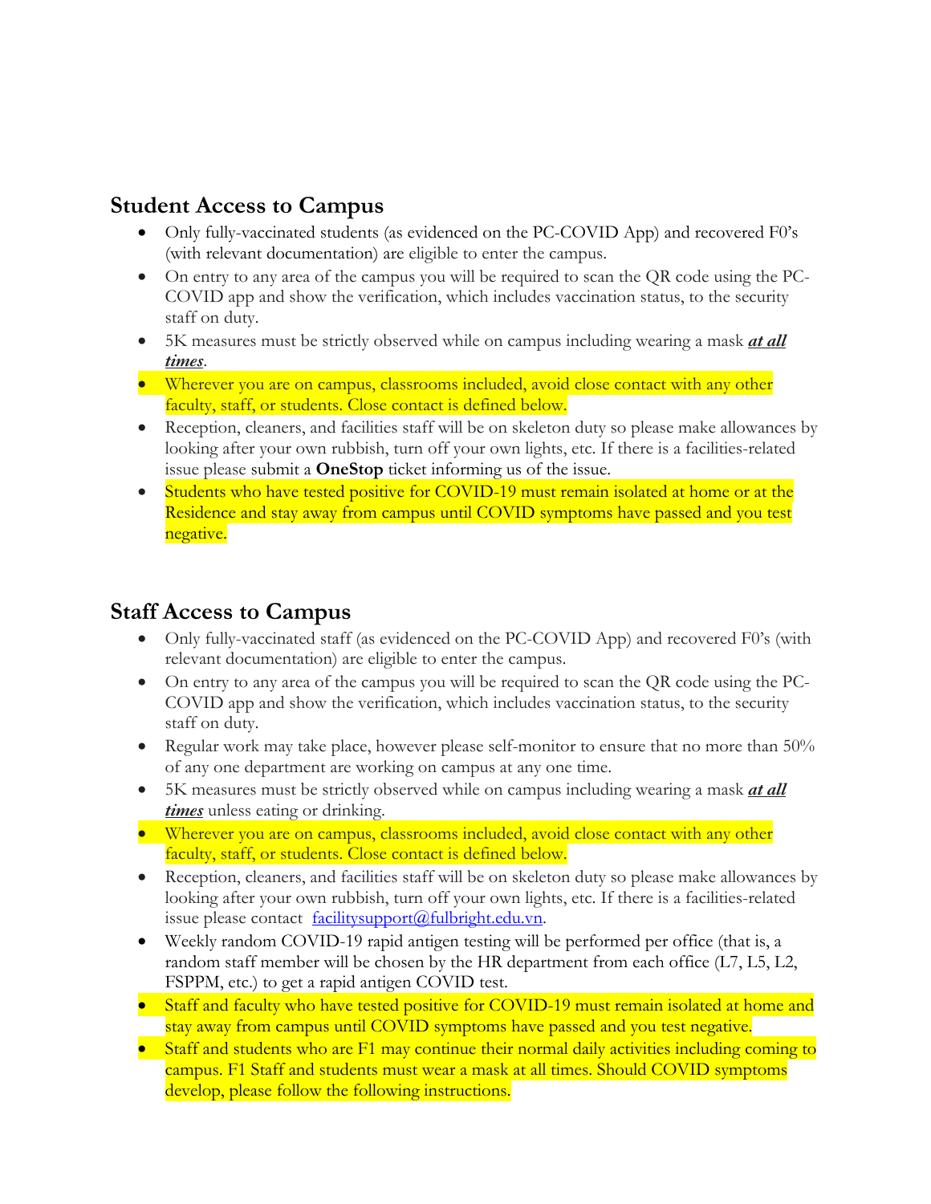## Student Access to Campus

- Only fully-vaccinated students (as evidenced on the PC-COVID App) and recovered F0's (with relevant documentation) are eligible to enter the campus.
- On entry to any area of the campus you will be required to scan the QR code using the PC-COVID app and show the verification, which includes vaccination status, to the security staff on duty.
- 5K measures must be strictly observed while on campus including wearing a mask ***at all times***.
- Wherever you are on campus, classrooms included, avoid close contact with any other faculty, staff, or students. Close contact is defined below.
- Reception, cleaners, and facilities staff will be on skeleton duty so please make allowances by looking after your own rubbish, turn off your own lights, etc. If there is a facilities-related issue please submit a **OneStop** ticket informing us of the issue.
- Students who have tested positive for COVID-19 must remain isolated at home or at the Residence and stay away from campus until COVID symptoms have passed and you test negative.

## Staff Access to Campus

- Only fully-vaccinated staff (as evidenced on the PC-COVID App) and recovered F0's (with relevant documentation) are eligible to enter the campus.
- On entry to any area of the campus you will be required to scan the QR code using the PC-COVID app and show the verification, which includes vaccination status, to the security staff on duty.
- Regular work may take place, however please self-monitor to ensure that no more than 50% of any one department are working on campus at any one time.
- 5K measures must be strictly observed while on campus including wearing a mask ***at all times*** unless eating or drinking.
- Wherever you are on campus, classrooms included, avoid close contact with any other faculty, staff, or students. Close contact is defined below.
- Reception, cleaners, and facilities staff will be on skeleton duty so please make allowances by looking after your own rubbish, turn off your own lights, etc. If there is a facilities-related issue please contact [facilitysupport@fulbright.edu.vn](mailto:facilitysupport@fulbright.edu.vn).
- Weekly random COVID-19 rapid antigen testing will be performed per office (that is, a random staff member will be chosen by the HR department from each office (L7, L5, L2, FSPPM, etc.) to get a rapid antigen COVID test.
- Staff and faculty who have tested positive for COVID-19 must remain isolated at home and stay away from campus until COVID symptoms have passed and you test negative.
- Staff and students who are F1 may continue their normal daily activities including coming to campus. F1 Staff and students must wear a mask at all times. Should COVID symptoms develop, please follow the following instructions.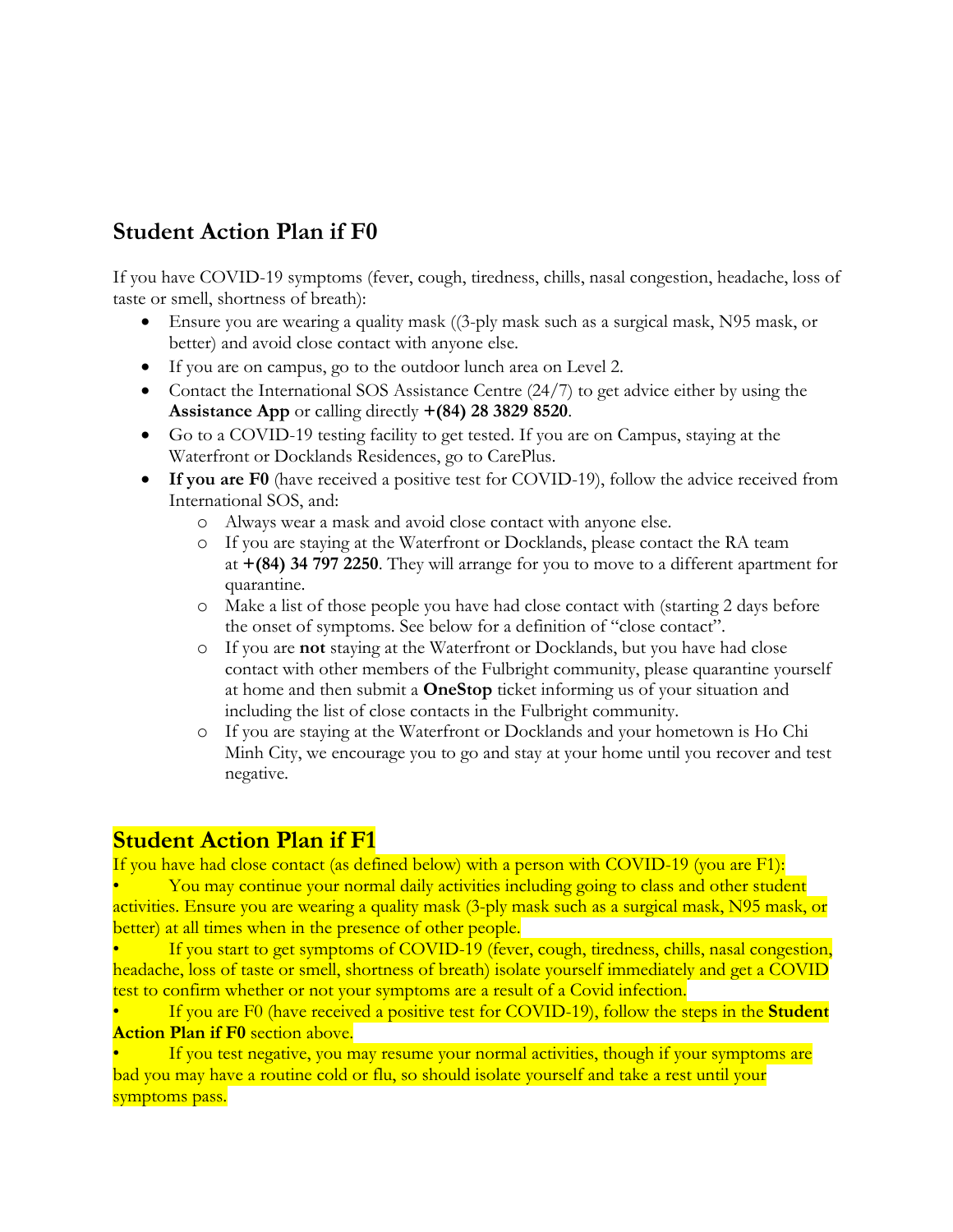## Student Action Plan if F0

If you have COVID-19 symptoms (fever, cough, tiredness, chills, nasal congestion, headache, loss of taste or smell, shortness of breath):

- Ensure you are wearing a quality mask ((3-ply mask such as a surgical mask, N95 mask, or better) and avoid close contact with anyone else.
- If you are on campus, go to the outdoor lunch area on Level 2.
- Contact the International SOS Assistance Centre (24/7) to get advice either by using the **Assistance App** or calling directly **+(84) 28 3829 8520**.
- Go to a COVID-19 testing facility to get tested. If you are on Campus, staying at the Waterfront or Docklands Residences, go to CarePlus.
- **If you are F0** (have received a positive test for COVID-19), follow the advice received from International SOS, and:
    - Always wear a mask and avoid close contact with anyone else.
    - If you are staying at the Waterfront or Docklands, please contact the RA team at **+(84) 34 797 2250**. They will arrange for you to move to a different apartment for quarantine.
    - Make a list of those people you have had close contact with (starting 2 days before the onset of symptoms. See below for a definition of "close contact".
    - If you are **not** staying at the Waterfront or Docklands, but you have had close contact with other members of the Fulbright community, please quarantine yourself at home and then submit a **OneStop** ticket informing us of your situation and including the list of close contacts in the Fulbright community.
    - If you are staying at the Waterfront or Docklands and your hometown is Ho Chi Minh City, we encourage you to go and stay at your home until you recover and test negative.

## Student Action Plan if F1

If you have had close contact (as defined below) with a person with COVID-19 (you are F1):

- You may continue your normal daily activities including going to class and other student activities. Ensure you are wearing a quality mask (3-ply mask such as a surgical mask, N95 mask, or better) at all times when in the presence of other people.
- If you start to get symptoms of COVID-19 (fever, cough, tiredness, chills, nasal congestion, headache, loss of taste or smell, shortness of breath) isolate yourself immediately and get a COVID test to confirm whether or not your symptoms are a result of a Covid infection.
- If you are F0 (have received a positive test for COVID-19), follow the steps in the **Student Action Plan if F0** section above.
- If you test negative, you may resume your normal activities, though if your symptoms are bad you may have a routine cold or flu, so should isolate yourself and take a rest until your symptoms pass.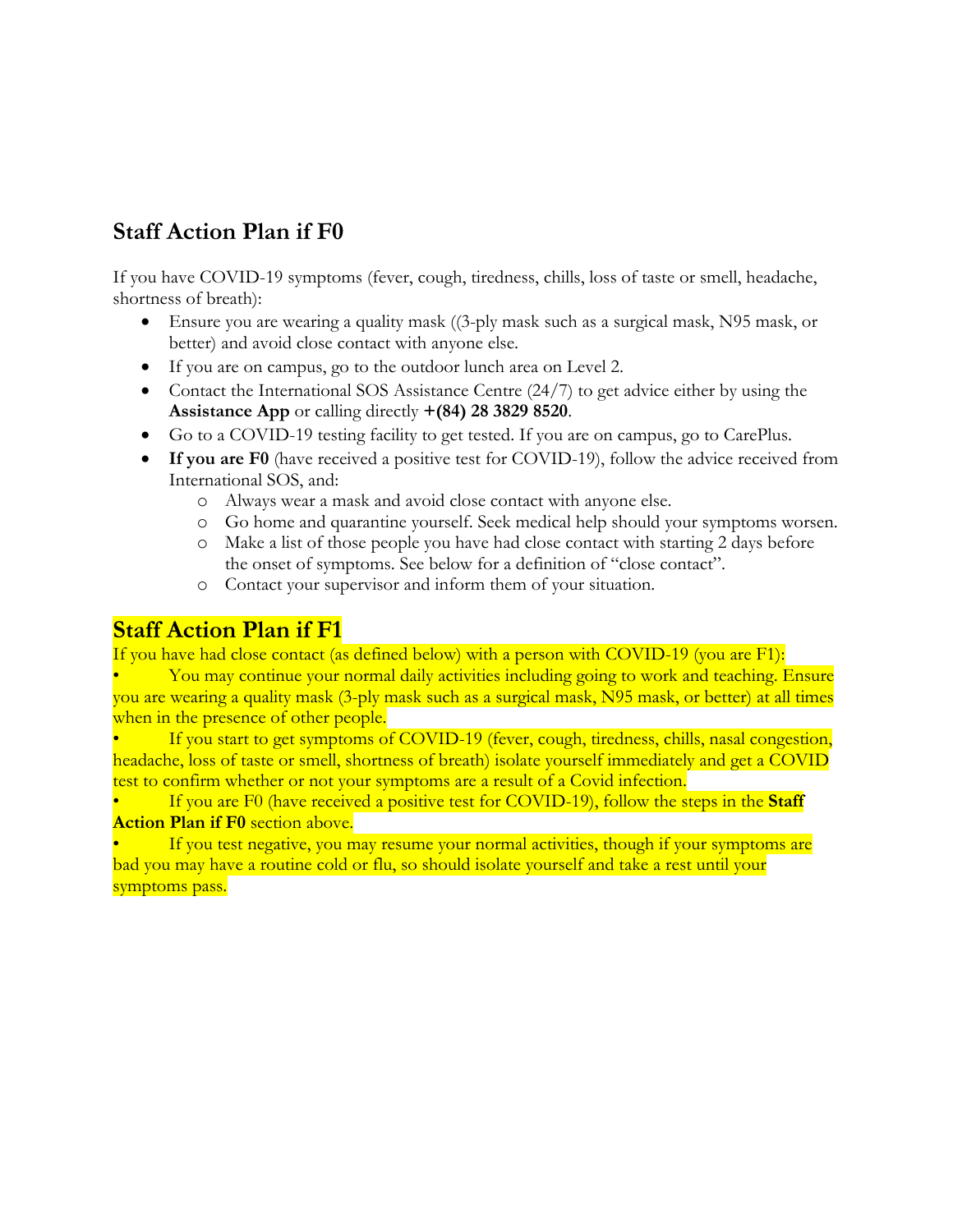## Staff Action Plan if F0

If you have COVID-19 symptoms (fever, cough, tiredness, chills, loss of taste or smell, headache, shortness of breath):

- Ensure you are wearing a quality mask ((3-ply mask such as a surgical mask, N95 mask, or better) and avoid close contact with anyone else.
- If you are on campus, go to the outdoor lunch area on Level 2.
- Contact the International SOS Assistance Centre (24/7) to get advice either by using the **Assistance App** or calling directly **+(84) 28 3829 8520**.
- Go to a COVID-19 testing facility to get tested. If you are on campus, go to CarePlus.
- **If you are F0** (have received a positive test for COVID-19), follow the advice received from International SOS, and:
  - Always wear a mask and avoid close contact with anyone else.
  - Go home and quarantine yourself. Seek medical help should your symptoms worsen.
  - Make a list of those people you have had close contact with starting 2 days before the onset of symptoms. See below for a definition of "close contact".
  - Contact your supervisor and inform them of your situation.

## Staff Action Plan if F1

If you have had close contact (as defined below) with a person with COVID-19 (you are F1):

- You may continue your normal daily activities including going to work and teaching. Ensure you are wearing a quality mask (3-ply mask such as a surgical mask, N95 mask, or better) at all times when in the presence of other people.
- If you start to get symptoms of COVID-19 (fever, cough, tiredness, chills, nasal congestion, headache, loss of taste or smell, shortness of breath) isolate yourself immediately and get a COVID test to confirm whether or not your symptoms are a result of a Covid infection.
- If you are F0 (have received a positive test for COVID-19), follow the steps in the **Staff Action Plan if F0** section above.
- If you test negative, you may resume your normal activities, though if your symptoms are bad you may have a routine cold or flu, so should isolate yourself and take a rest until your symptoms pass.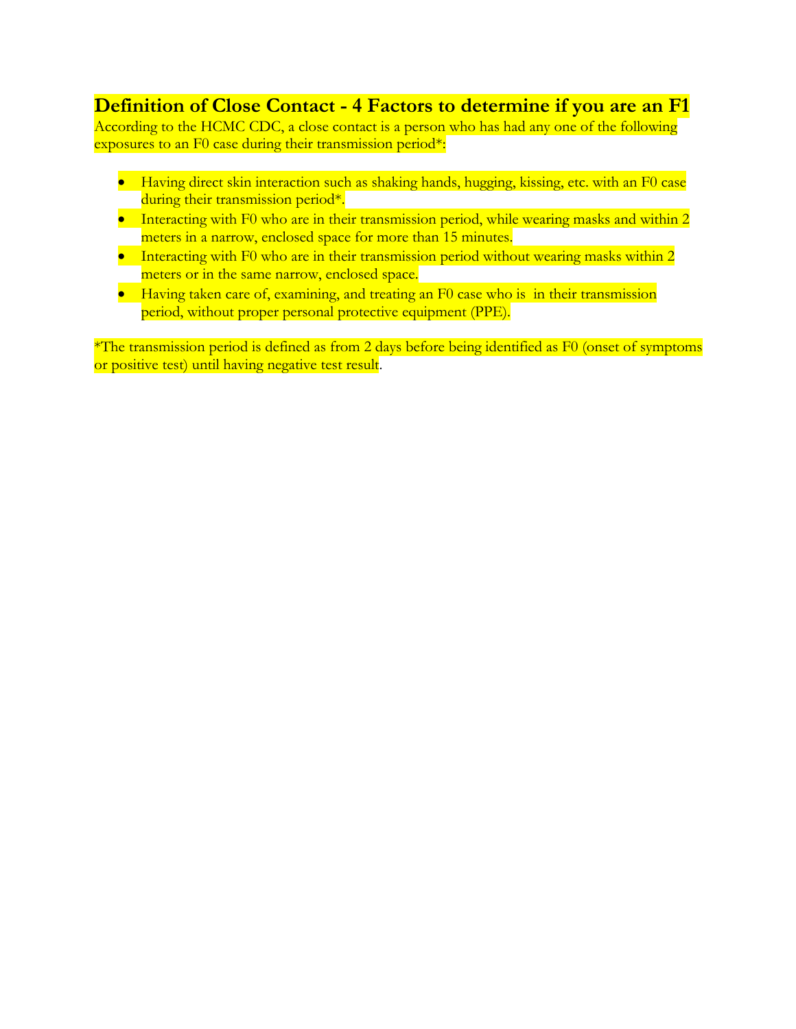## Definition of Close Contact - 4 Factors to determine if you are an F1

According to the HCMC CDC, a close contact is a person who has had any one of the following exposures to an F0 case during their transmission period*:

- Having direct skin interaction such as shaking hands, hugging, kissing, etc. with an F0 case during their transmission period*.
- Interacting with F0 who are in their transmission period, while wearing masks and within 2 meters in a narrow, enclosed space for more than 15 minutes.
- Interacting with F0 who are in their transmission period without wearing masks within 2 meters or in the same narrow, enclosed space.
- Having taken care of, examining, and treating an F0 case who is in their transmission period, without proper personal protective equipment (PPE).

*The transmission period is defined as from 2 days before being identified as F0 (onset of symptoms or positive test) until having negative test result.